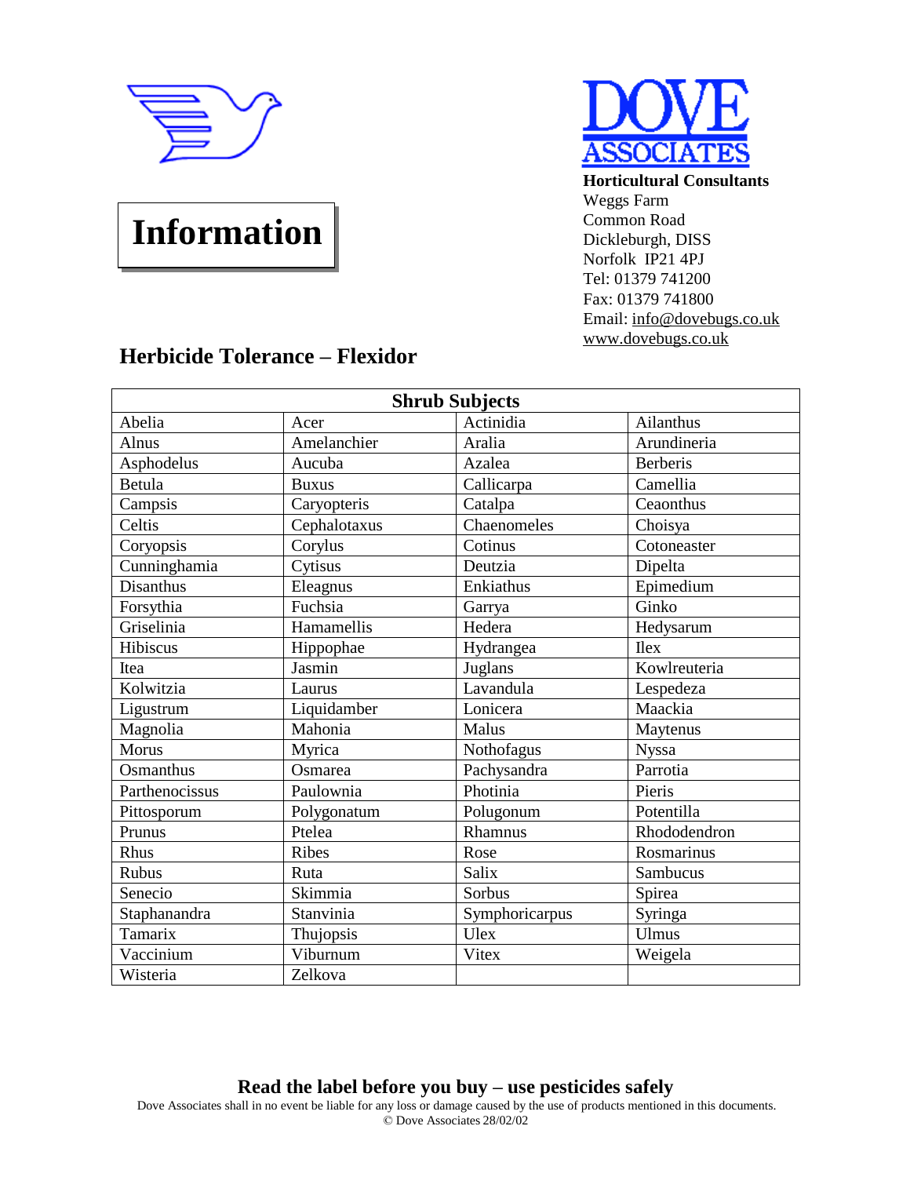# Information

**Horticultural Consultants**
Weggs Farm
Common Road
Dickleburgh, DISS
Norfolk IP21 4PJ
Tel: 01379 741200
Fax: 01379 741800
Email: info@dovebugs.co.uk
www.dovebugs.co.uk

## Herbicide Tolerance – Flexidor

| Shrub Subjects | | | |
|---|---|---|---|
| Abelia | Acer | Actinidia | Ailanthus |
| Alnus | Amelanchier | Aralia | Arundineria |
| Asphodelus | Aucuba | Azalea | Berberis |
| Betula | Buxus | Callicarpa | Camellia |
| Campsis | Caryopteris | Catalpa | Ceaonthus |
| Celtis | Cephalotaxus | Chaenomeles | Choisya |
| Coryopsis | Corylus | Cotinus | Cotoneaster |
| Cunninghamia | Cytisus | Deutzia | Dipelta |
| Disanthus | Eleagnus | Enkiathus | Epimedium |
| Forsythia | Fuchsia | Garrya | Ginko |
| Griselinia | Hamamellis | Hedera | Hedysarum |
| Hibiscus | Hippophae | Hydrangea | Ilex |
| Itea | Jasmin | Juglans | Kowlreuteria |
| Kolwitzia | Laurus | Lavandula | Lespedeza |
| Ligustrum | Liquidamber | Lonicera | Maackia |
| Magnolia | Mahonia | Malus | Maytenus |
| Morus | Myrica | Nothofagus | Nyssa |
| Osmanthus | Osmarea | Pachysandra | Parrotia |
| Parthenocissus | Paulownia | Photinia | Pieris |
| Pittosporum | Polygonatum | Polugonum | Potentilla |
| Prunus | Ptelea | Rhamnus | Rhododendron |
| Rhus | Ribes | Rose | Rosmarinus |
| Rubus | Ruta | Salix | Sambucus |
| Senecio | Skimmia | Sorbus | Spirea |
| Staphanandra | Stanvinia | Symphoricarpus | Syringa |
| Tamarix | Thujopsis | Ulex | Ulmus |
| Vaccinium | Viburnum | Vitex | Weigela |
| Wisteria | Zelkova | | |

**Read the label before you buy – use pesticides safely**

Dove Associates shall in no event be liable for any loss or damage caused by the use of products mentioned in this documents.
© Dove Associates 28/02/02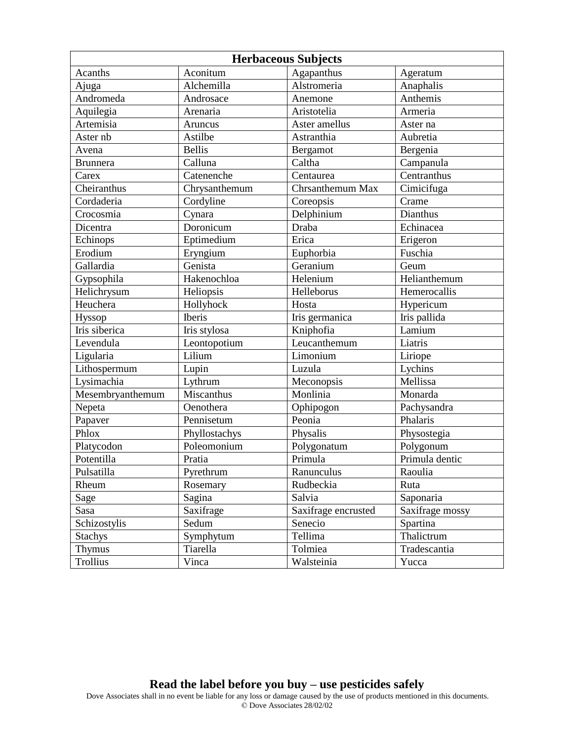| Herbaceous Subjects | | | |
|---|---|---|---|
| Acanths | Aconitum | Agapanthus | Ageratum |
| Ajuga | Alchemilla | Alstromeria | Anaphalis |
| Andromeda | Androsace | Anemone | Anthemis |
| Aquilegia | Arenaria | Aristotelia | Armeria |
| Artemisia | Aruncus | Aster amellus | Aster na |
| Aster nb | Astilbe | Astranthia | Aubretia |
| Avena | Bellis | Bergamot | Bergenia |
| Brunnera | Calluna | Caltha | Campanula |
| Carex | Catenenche | Centaurea | Centranthus |
| Cheiranthus | Chrysanthemum | Chrsanthemum Max | Cimicifuga |
| Cordaderia | Cordyline | Coreopsis | Crame |
| Crocosmia | Cynara | Delphinium | Dianthus |
| Dicentra | Doronicum | Draba | Echinacea |
| Echinops | Eptimedium | Erica | Erigeron |
| Erodium | Eryngium | Euphorbia | Fuschia |
| Gallardia | Genista | Geranium | Geum |
| Gypsophila | Hakenochloa | Helenium | Helianthemum |
| Helichrysum | Heliopsis | Helleborus | Hemerocallis |
| Heuchera | Hollyhock | Hosta | Hypericum |
| Hyssop | Iberis | Iris germanica | Iris pallida |
| Iris siberica | Iris stylosa | Kniphofia | Lamium |
| Levendula | Leontopotium | Leucanthemum | Liatris |
| Ligularia | Lilium | Limonium | Liriope |
| Lithospermum | Lupin | Luzula | Lychins |
| Lysimachia | Lythrum | Meconopsis | Mellissa |
| Mesembryanthemum | Miscanthus | Monlinia | Monarda |
| Nepeta | Oenothera | Ophipogon | Pachysandra |
| Papaver | Pennisetum | Peonia | Phalaris |
| Phlox | Phyllostachys | Physalis | Physostegia |
| Platycodon | Poleomonium | Polygonatum | Polygonum |
| Potentilla | Pratia | Primula | Primula dentic |
| Pulsatilla | Pyrethrum | Ranunculus | Raoulia |
| Rheum | Rosemary | Rudbeckia | Ruta |
| Sage | Sagina | Salvia | Saponaria |
| Sasa | Saxifrage | Saxifrage encrusted | Saxifrage mossy |
| Schizostylis | Sedum | Senecio | Spartina |
| Stachys | Symphytum | Tellima | Thalictrum |
| Thymus | Tiarella | Tolmiea | Tradescantia |
| Trollius | Vinca | Walsteinia | Yucca |

**Read the label before you buy – use pesticides safely**

Dove Associates shall in no event be liable for any loss or damage caused by the use of products mentioned in this documents.

© Dove Associates 28/02/02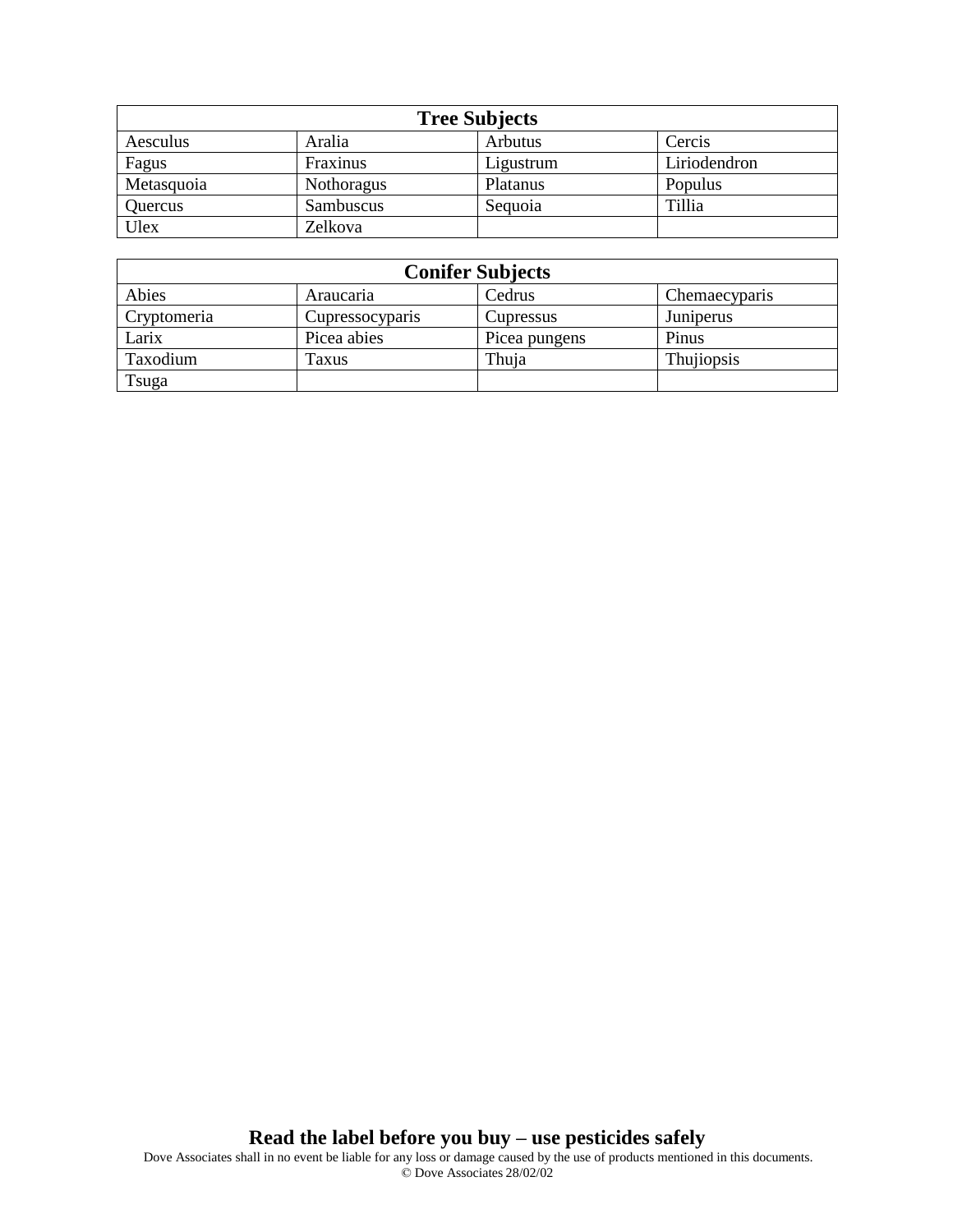| Tree Subjects | | | |
|---|---|---|---|
| Aesculus | Aralia | Arbutus | Cercis |
| Fagus | Fraxinus | Ligustrum | Liriodendron |
| Metasquoia | Nothoragus | Platanus | Populus |
| Quercus | Sambuscus | Sequoia | Tillia |
| Ulex | Zelkova | | |

| Conifer Subjects | | | |
|---|---|---|---|
| Abies | Araucaria | Cedrus | Chemaecyparis |
| Cryptomeria | Cupressocyparis | Cupressus | Juniperus |
| Larix | Picea abies | Picea pungens | Pinus |
| Taxodium | Taxus | Thuja | Thujiopsis |
| Tsuga | | | |

**Read the label before you buy – use pesticides safely**

Dove Associates shall in no event be liable for any loss or damage caused by the use of products mentioned in this documents.

© Dove Associates 28/02/02